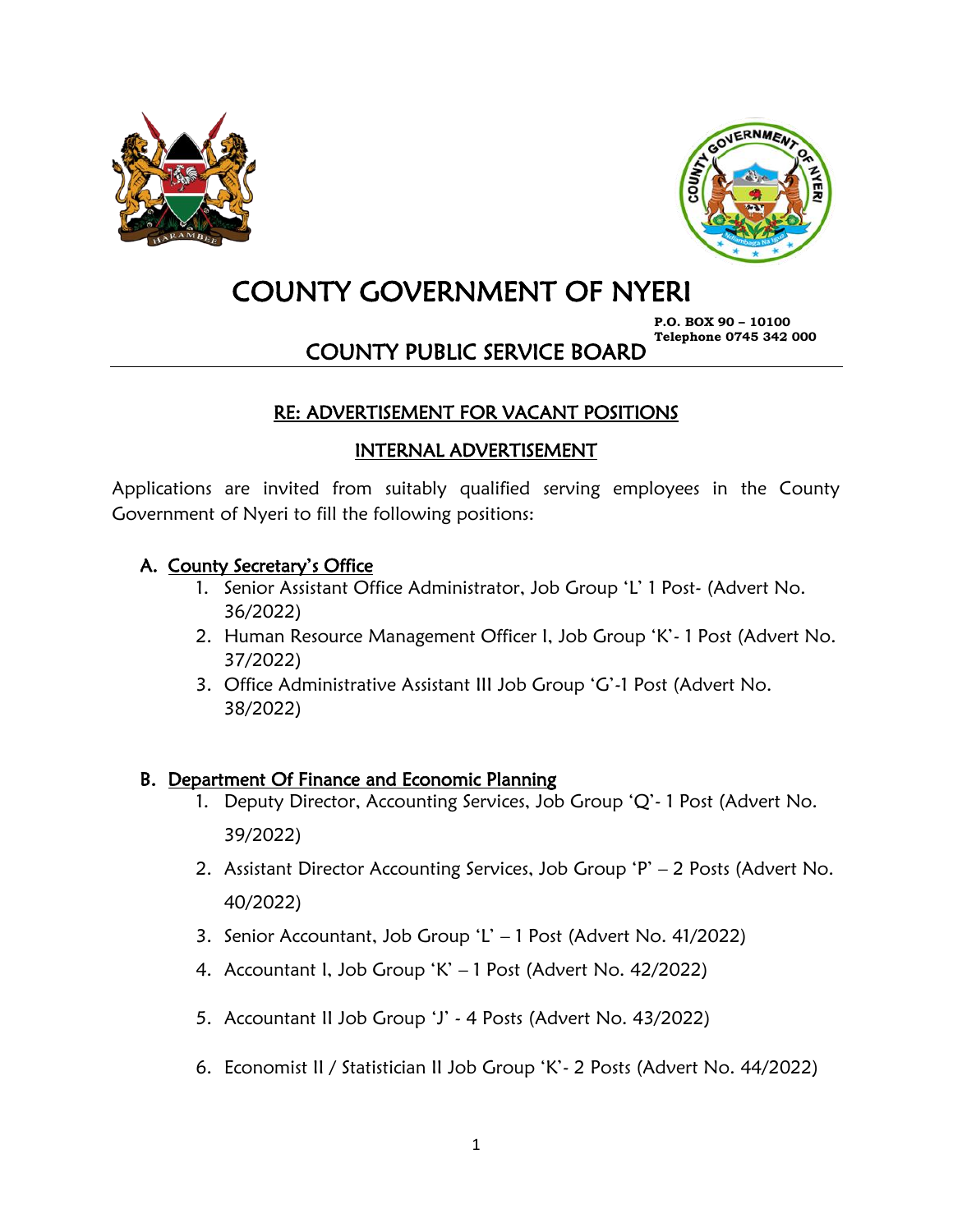# COUNTY GOVERNMENT OF NYERI

**P.O. BOX 90 – 10100**
**Telephone 0745 342 000**

## COUNTY PUBLIC SERVICE BOARD

### RE: ADVERTISEMENT FOR VACANT POSITIONS

### INTERNAL ADVERTISEMENT

Applications are invited from suitably qualified serving employees in the County Government of Nyeri to fill the following positions:

**A. County Secretary's Office**

1. Senior Assistant Office Administrator, Job Group 'L' 1 Post- (Advert No. 36/2022)
2. Human Resource Management Officer I, Job Group 'K'- 1 Post (Advert No. 37/2022)
3. Office Administrative Assistant III Job Group 'G'-1 Post (Advert No. 38/2022)

**B. Department Of Finance and Economic Planning**

1. Deputy Director, Accounting Services, Job Group 'Q'- 1 Post (Advert No. 39/2022)
2. Assistant Director Accounting Services, Job Group 'P' – 2 Posts (Advert No. 40/2022)
3. Senior Accountant, Job Group 'L' – 1 Post (Advert No. 41/2022)
4. Accountant I, Job Group 'K' – 1 Post (Advert No. 42/2022)
5. Accountant II Job Group 'J' - 4 Posts (Advert No. 43/2022)
6. Economist II / Statistician II Job Group 'K'- 2 Posts (Advert No. 44/2022)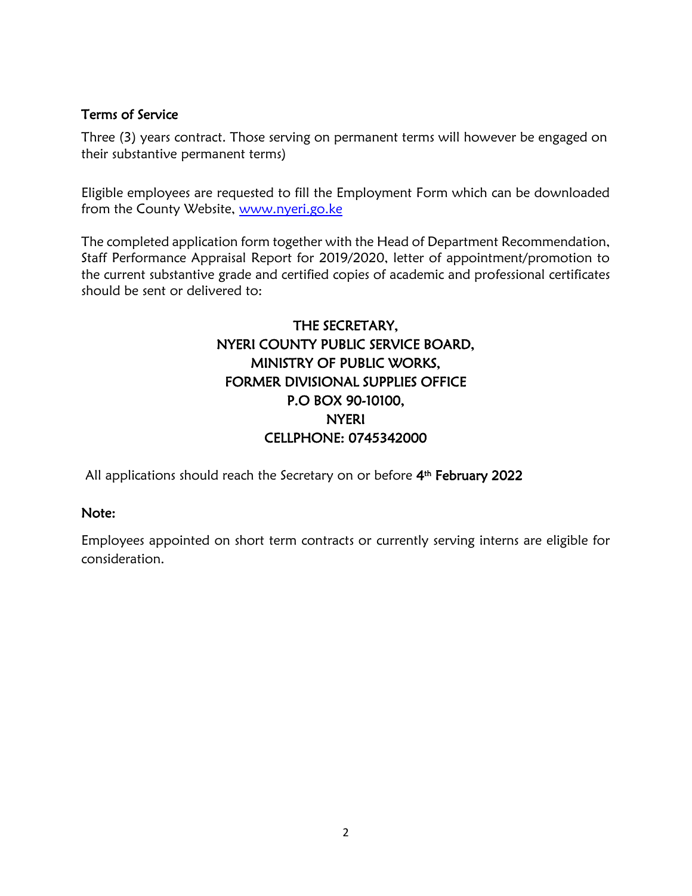### Terms of Service

Three (3) years contract. Those serving on permanent terms will however be engaged on their substantive permanent terms)

Eligible employees are requested to fill the Employment Form which can be downloaded from the County Website, [www.nyeri.go.ke](http://www.nyeri.go.ke)

The completed application form together with the Head of Department Recommendation, Staff Performance Appraisal Report for 2019/2020, letter of appointment/promotion to the current substantive grade and certified copies of academic and professional certificates should be sent or delivered to:

THE SECRETARY,
NYERI COUNTY PUBLIC SERVICE BOARD,
MINISTRY OF PUBLIC WORKS,
FORMER DIVISIONAL SUPPLIES OFFICE
P.O BOX 90-10100,
NYERI
CELLPHONE: 0745342000

All applications should reach the Secretary on or before **4th February 2022**

### Note:

Employees appointed on short term contracts or currently serving interns are eligible for consideration.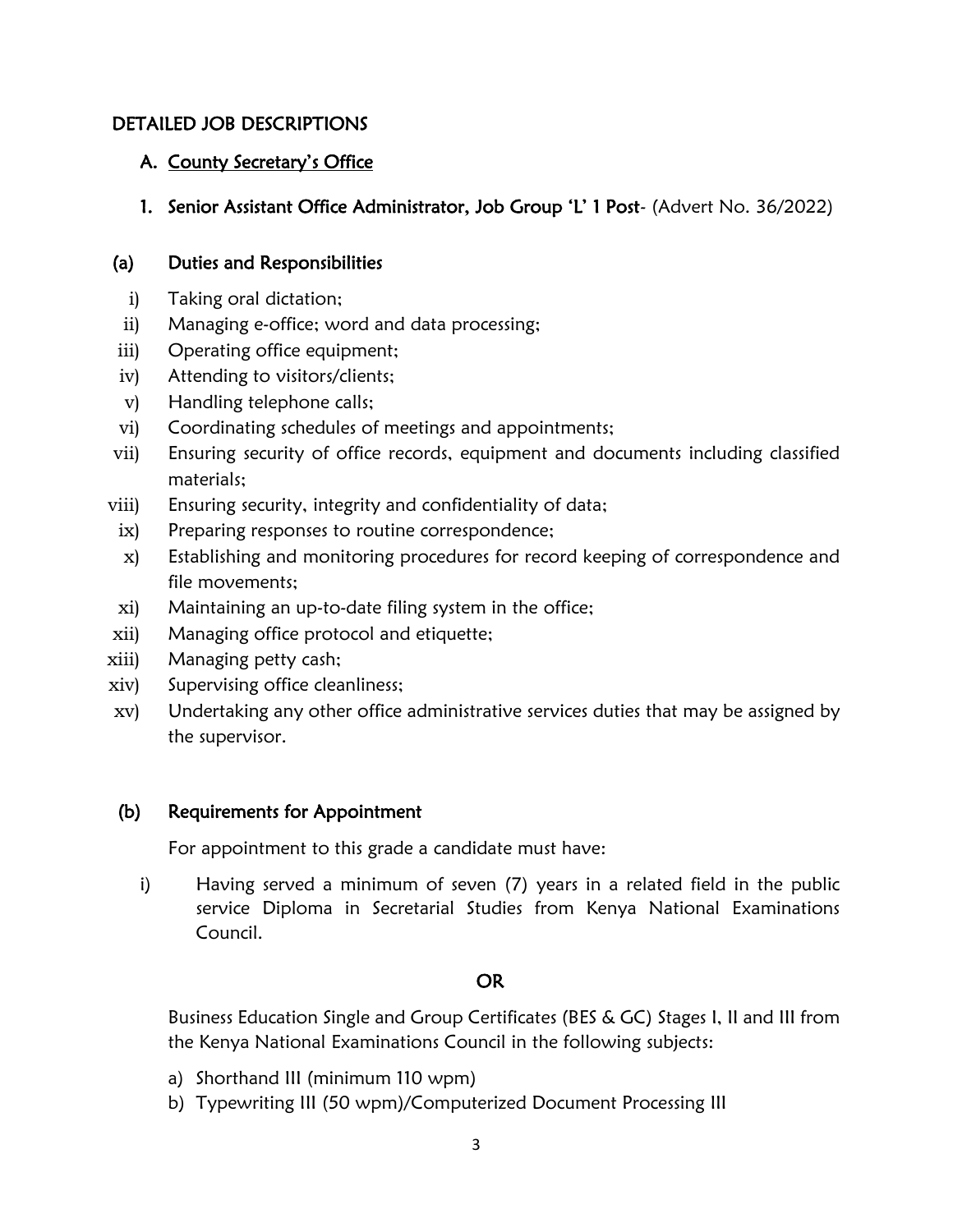## DETAILED JOB DESCRIPTIONS

### A. County Secretary's Office

#### 1. Senior Assistant Office Administrator, Job Group 'L' 1 Post- (Advert No. 36/2022)

**(a) Duties and Responsibilities**

- i) Taking oral dictation;
- ii) Managing e-office; word and data processing;
- iii) Operating office equipment;
- iv) Attending to visitors/clients;
- v) Handling telephone calls;
- vi) Coordinating schedules of meetings and appointments;
- vii) Ensuring security of office records, equipment and documents including classified materials;
- viii) Ensuring security, integrity and confidentiality of data;
- ix) Preparing responses to routine correspondence;
- x) Establishing and monitoring procedures for record keeping of correspondence and file movements;
- xi) Maintaining an up-to-date filing system in the office;
- xii) Managing office protocol and etiquette;
- xiii) Managing petty cash;
- xiv) Supervising office cleanliness;
- xv) Undertaking any other office administrative services duties that may be assigned by the supervisor.

**(b) Requirements for Appointment**

For appointment to this grade a candidate must have:

- i) Having served a minimum of seven (7) years in a related field in the public service Diploma in Secretarial Studies from Kenya National Examinations Council.

**OR**

Business Education Single and Group Certificates (BES & GC) Stages I, II and III from the Kenya National Examinations Council in the following subjects:

- a) Shorthand III (minimum 110 wpm)
- b) Typewriting III (50 wpm)/Computerized Document Processing III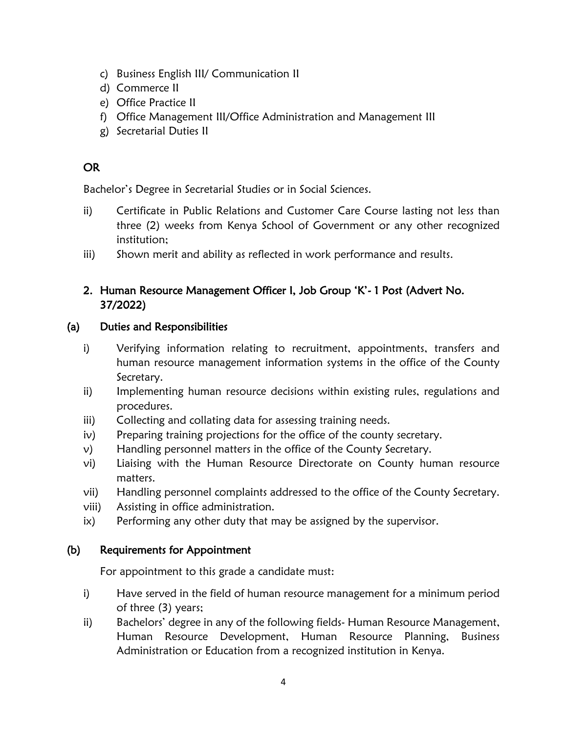c) Business English III/ Communication II
d) Commerce II
e) Office Practice II
f) Office Management III/Office Administration and Management III
g) Secretarial Duties II

**OR**

Bachelor's Degree in Secretarial Studies or in Social Sciences.

ii) Certificate in Public Relations and Customer Care Course lasting not less than three (2) weeks from Kenya School of Government or any other recognized institution;
iii) Shown merit and ability as reflected in work performance and results.

## 2. Human Resource Management Officer I, Job Group 'K'- 1 Post (Advert No. 37/2022)

### (a) Duties and Responsibilities

i) Verifying information relating to recruitment, appointments, transfers and human resource management information systems in the office of the County Secretary.
ii) Implementing human resource decisions within existing rules, regulations and procedures.
iii) Collecting and collating data for assessing training needs.
iv) Preparing training projections for the office of the county secretary.
v) Handling personnel matters in the office of the County Secretary.
vi) Liaising with the Human Resource Directorate on County human resource matters.
vii) Handling personnel complaints addressed to the office of the County Secretary.
viii) Assisting in office administration.
ix) Performing any other duty that may be assigned by the supervisor.

### (b) Requirements for Appointment

For appointment to this grade a candidate must:

i) Have served in the field of human resource management for a minimum period of three (3) years;
ii) Bachelors' degree in any of the following fields- Human Resource Management, Human Resource Development, Human Resource Planning, Business Administration or Education from a recognized institution in Kenya.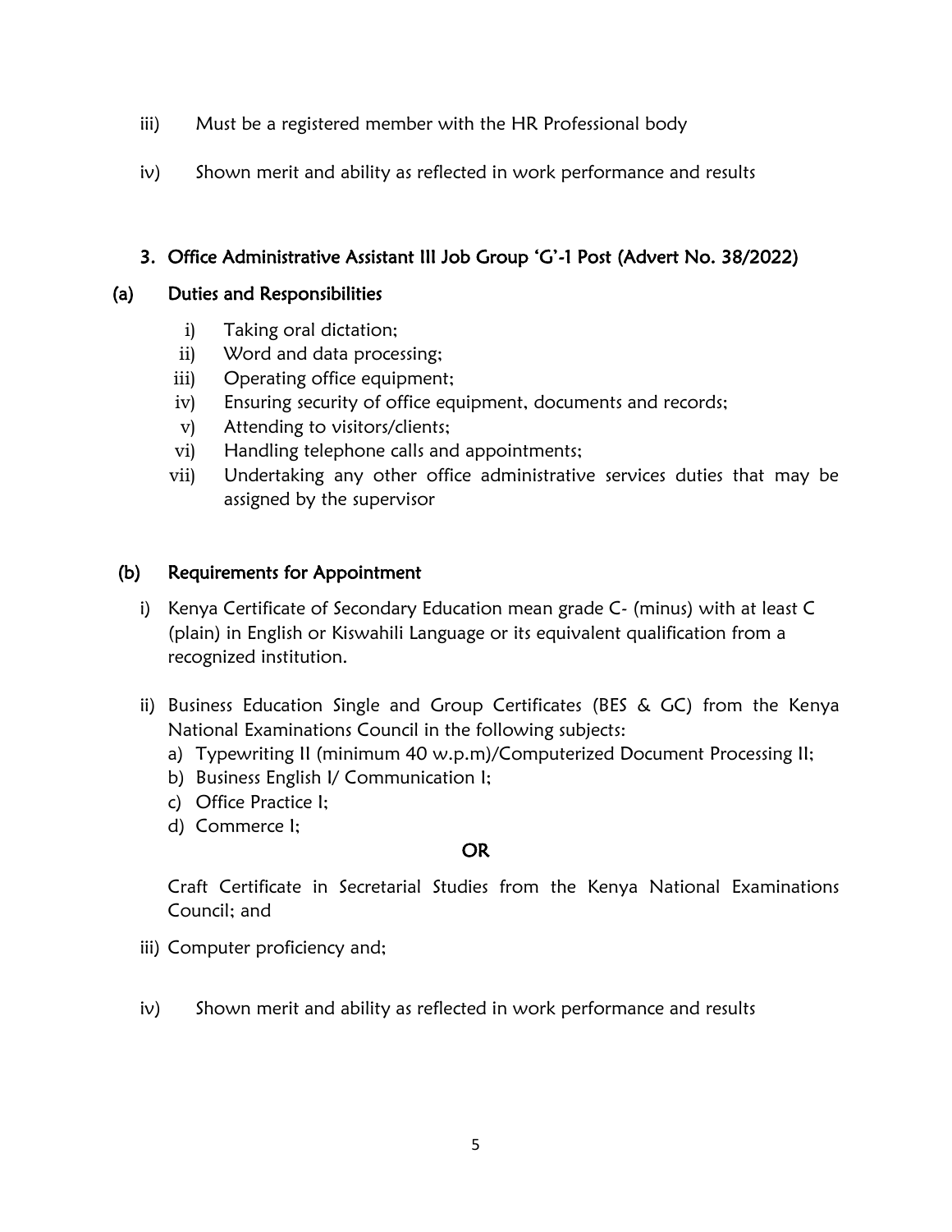iii) Must be a registered member with the HR Professional body

iv) Shown merit and ability as reflected in work performance and results

### 3. Office Administrative Assistant III Job Group 'G'-1 Post (Advert No. 38/2022)

#### (a) Duties and Responsibilities

i) Taking oral dictation;
ii) Word and data processing;
iii) Operating office equipment;
iv) Ensuring security of office equipment, documents and records;
v) Attending to visitors/clients;
vi) Handling telephone calls and appointments;
vii) Undertaking any other office administrative services duties that may be assigned by the supervisor

#### (b) Requirements for Appointment

i) Kenya Certificate of Secondary Education mean grade C- (minus) with at least C (plain) in English or Kiswahili Language or its equivalent qualification from a recognized institution.

ii) Business Education Single and Group Certificates (BES & GC) from the Kenya National Examinations Council in the following subjects:
   a) Typewriting II (minimum 40 w.p.m)/Computerized Document Processing II;
   b) Business English I/ Communication I;
   c) Office Practice I;
   d) Commerce I;

**OR**

Craft Certificate in Secretarial Studies from the Kenya National Examinations Council; and

iii) Computer proficiency and;

iv) Shown merit and ability as reflected in work performance and results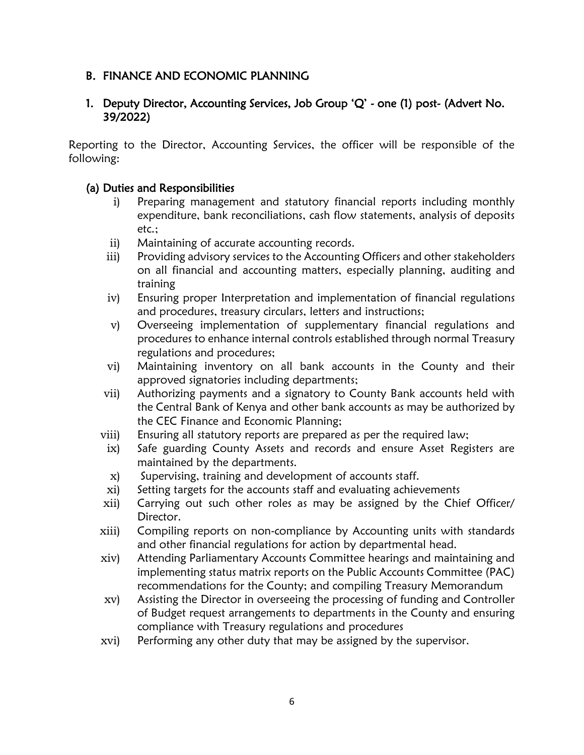## B. FINANCE AND ECONOMIC PLANNING

### 1. Deputy Director, Accounting Services, Job Group 'Q' - one (1) post- (Advert No. 39/2022)

Reporting to the Director, Accounting Services, the officer will be responsible of the following:

#### (a) Duties and Responsibilities

i) Preparing management and statutory financial reports including monthly expenditure, bank reconciliations, cash flow statements, analysis of deposits etc.;

ii) Maintaining of accurate accounting records.

iii) Providing advisory services to the Accounting Officers and other stakeholders on all financial and accounting matters, especially planning, auditing and training

iv) Ensuring proper Interpretation and implementation of financial regulations and procedures, treasury circulars, letters and instructions;

v) Overseeing implementation of supplementary financial regulations and procedures to enhance internal controls established through normal Treasury regulations and procedures;

vi) Maintaining inventory on all bank accounts in the County and their approved signatories including departments;

vii) Authorizing payments and a signatory to County Bank accounts held with the Central Bank of Kenya and other bank accounts as may be authorized by the CEC Finance and Economic Planning;

viii) Ensuring all statutory reports are prepared as per the required law;

ix) Safe guarding County Assets and records and ensure Asset Registers are maintained by the departments.

x) Supervising, training and development of accounts staff.

xi) Setting targets for the accounts staff and evaluating achievements

xii) Carrying out such other roles as may be assigned by the Chief Officer/ Director.

xiii) Compiling reports on non-compliance by Accounting units with standards and other financial regulations for action by departmental head.

xiv) Attending Parliamentary Accounts Committee hearings and maintaining and implementing status matrix reports on the Public Accounts Committee (PAC) recommendations for the County; and compiling Treasury Memorandum

xv) Assisting the Director in overseeing the processing of funding and Controller of Budget request arrangements to departments in the County and ensuring compliance with Treasury regulations and procedures

xvi) Performing any other duty that may be assigned by the supervisor.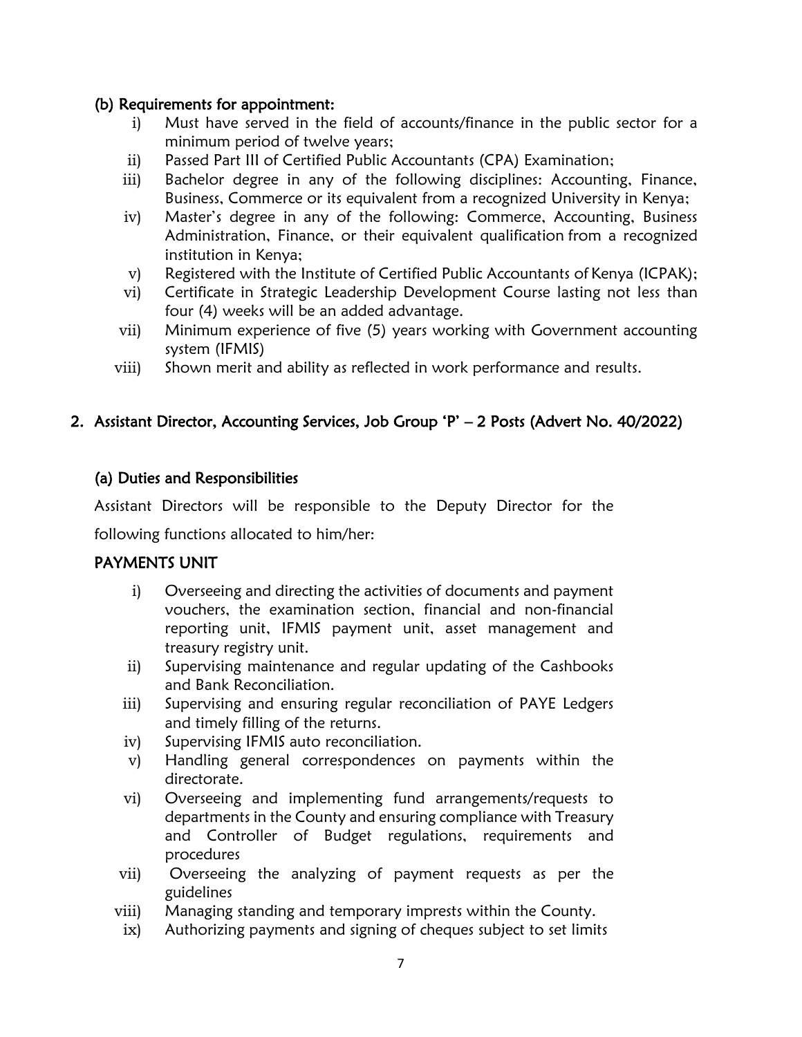### (b) Requirements for appointment:

i) Must have served in the field of accounts/finance in the public sector for a minimum period of twelve years;

ii) Passed Part III of Certified Public Accountants (CPA) Examination;

iii) Bachelor degree in any of the following disciplines: Accounting, Finance, Business, Commerce or its equivalent from a recognized University in Kenya;

iv) Master's degree in any of the following: Commerce, Accounting, Business Administration, Finance, or their equivalent qualification from a recognized institution in Kenya;

v) Registered with the Institute of Certified Public Accountants of Kenya (ICPAK);

vi) Certificate in Strategic Leadership Development Course lasting not less than four (4) weeks will be an added advantage.

vii) Minimum experience of five (5) years working with Government accounting system (IFMIS)

viii) Shown merit and ability as reflected in work performance and results.

## 2. Assistant Director, Accounting Services, Job Group 'P' – 2 Posts (Advert No. 40/2022)

### (a) Duties and Responsibilities

Assistant Directors will be responsible to the Deputy Director for the following functions allocated to him/her:

### PAYMENTS UNIT

i) Overseeing and directing the activities of documents and payment vouchers, the examination section, financial and non-financial reporting unit, IFMIS payment unit, asset management and treasury registry unit.

ii) Supervising maintenance and regular updating of the Cashbooks and Bank Reconciliation.

iii) Supervising and ensuring regular reconciliation of PAYE Ledgers and timely filling of the returns.

iv) Supervising IFMIS auto reconciliation.

v) Handling general correspondences on payments within the directorate.

vi) Overseeing and implementing fund arrangements/requests to departments in the County and ensuring compliance with Treasury and Controller of Budget regulations, requirements and procedures

vii) Overseeing the analyzing of payment requests as per the guidelines

viii) Managing standing and temporary imprests within the County.

ix) Authorizing payments and signing of cheques subject to set limits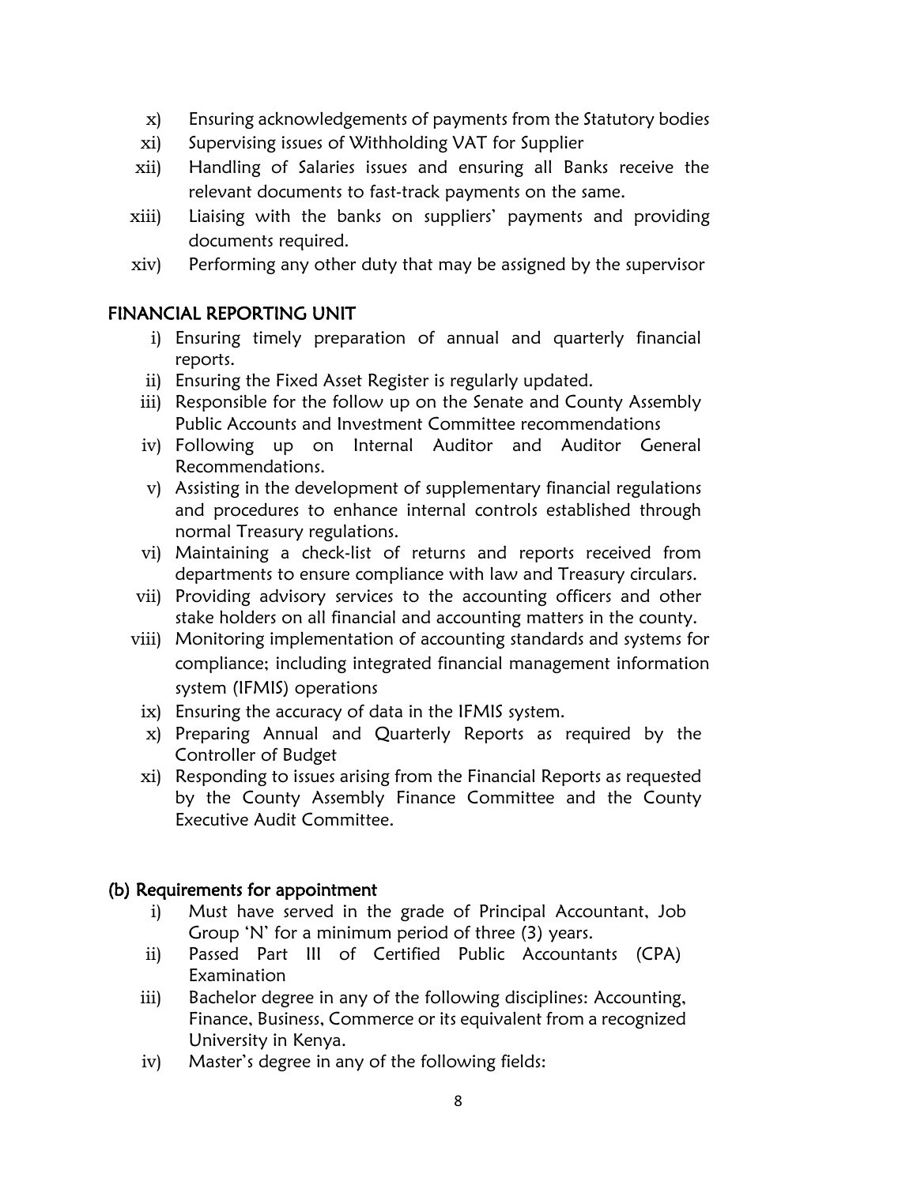x) Ensuring acknowledgements of payments from the Statutory bodies
xi) Supervising issues of Withholding VAT for Supplier
xii) Handling of Salaries issues and ensuring all Banks receive the relevant documents to fast-track payments on the same.
xiii) Liaising with the banks on suppliers' payments and providing documents required.
xiv) Performing any other duty that may be assigned by the supervisor

## FINANCIAL REPORTING UNIT

i) Ensuring timely preparation of annual and quarterly financial reports.
ii) Ensuring the Fixed Asset Register is regularly updated.
iii) Responsible for the follow up on the Senate and County Assembly Public Accounts and Investment Committee recommendations
iv) Following up on Internal Auditor and Auditor General Recommendations.
v) Assisting in the development of supplementary financial regulations and procedures to enhance internal controls established through normal Treasury regulations.
vi) Maintaining a check-list of returns and reports received from departments to ensure compliance with law and Treasury circulars.
vii) Providing advisory services to the accounting officers and other stake holders on all financial and accounting matters in the county.
viii) Monitoring implementation of accounting standards and systems for compliance; including integrated financial management information system (IFMIS) operations
ix) Ensuring the accuracy of data in the IFMIS system.
x) Preparing Annual and Quarterly Reports as required by the Controller of Budget
xi) Responding to issues arising from the Financial Reports as requested by the County Assembly Finance Committee and the County Executive Audit Committee.

## (b) Requirements for appointment

i) Must have served in the grade of Principal Accountant, Job Group 'N' for a minimum period of three (3) years.
ii) Passed Part III of Certified Public Accountants (CPA) Examination
iii) Bachelor degree in any of the following disciplines: Accounting, Finance, Business, Commerce or its equivalent from a recognized University in Kenya.
iv) Master's degree in any of the following fields: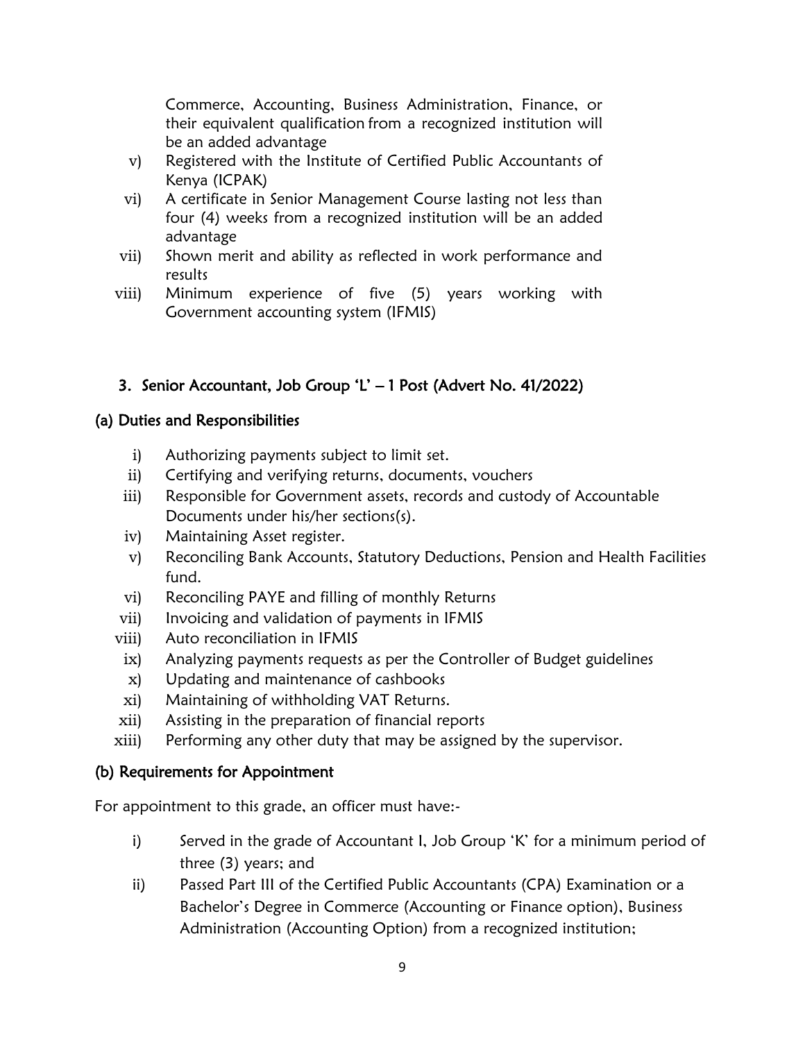Commerce, Accounting, Business Administration, Finance, or their equivalent qualification from a recognized institution will be an added advantage

v) Registered with the Institute of Certified Public Accountants of Kenya (ICPAK)

vi) A certificate in Senior Management Course lasting not less than four (4) weeks from a recognized institution will be an added advantage

vii) Shown merit and ability as reflected in work performance and results

viii) Minimum experience of five (5) years working with Government accounting system (IFMIS)

### 3. Senior Accountant, Job Group 'L' – 1 Post (Advert No. 41/2022)

#### (a) Duties and Responsibilities

i) Authorizing payments subject to limit set.

ii) Certifying and verifying returns, documents, vouchers

iii) Responsible for Government assets, records and custody of Accountable Documents under his/her sections(s).

iv) Maintaining Asset register.

v) Reconciling Bank Accounts, Statutory Deductions, Pension and Health Facilities fund.

vi) Reconciling PAYE and filling of monthly Returns

vii) Invoicing and validation of payments in IFMIS

viii) Auto reconciliation in IFMIS

ix) Analyzing payments requests as per the Controller of Budget guidelines

x) Updating and maintenance of cashbooks

xi) Maintaining of withholding VAT Returns.

xii) Assisting in the preparation of financial reports

xiii) Performing any other duty that may be assigned by the supervisor.

#### (b) Requirements for Appointment

For appointment to this grade, an officer must have:-

i) Served in the grade of Accountant I, Job Group 'K' for a minimum period of three (3) years; and

ii) Passed Part III of the Certified Public Accountants (CPA) Examination or a Bachelor's Degree in Commerce (Accounting or Finance option), Business Administration (Accounting Option) from a recognized institution;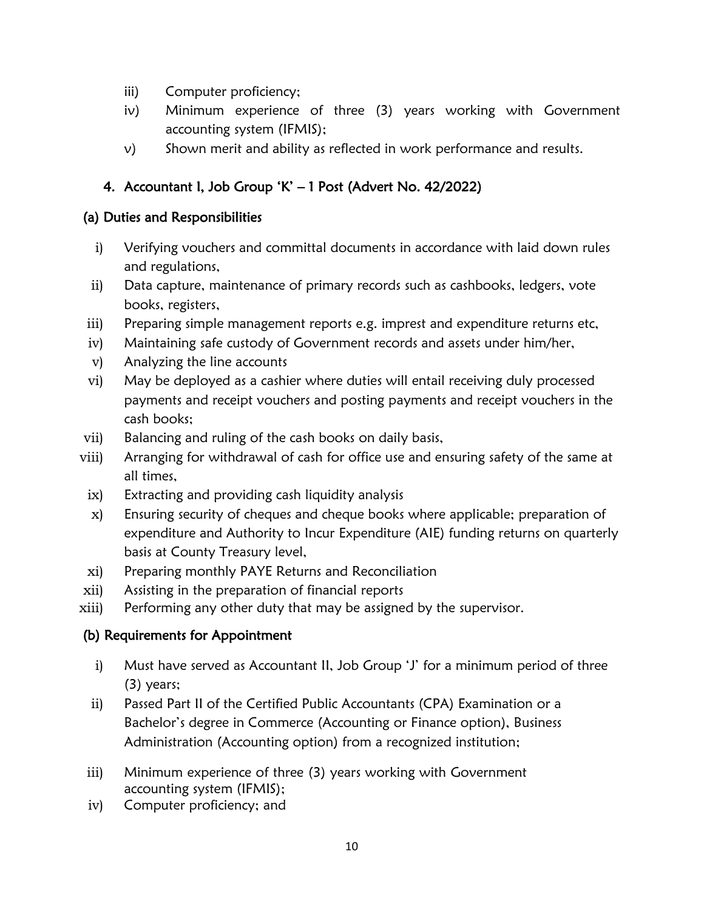iii) Computer proficiency;

iv) Minimum experience of three (3) years working with Government accounting system (IFMIS);

v) Shown merit and ability as reflected in work performance and results.

## 4. Accountant I, Job Group 'K' – 1 Post (Advert No. 42/2022)

### (a) Duties and Responsibilities

i) Verifying vouchers and committal documents in accordance with laid down rules and regulations,

ii) Data capture, maintenance of primary records such as cashbooks, ledgers, vote books, registers,

iii) Preparing simple management reports e.g. imprest and expenditure returns etc,

iv) Maintaining safe custody of Government records and assets under him/her,

v) Analyzing the line accounts

vi) May be deployed as a cashier where duties will entail receiving duly processed payments and receipt vouchers and posting payments and receipt vouchers in the cash books;

vii) Balancing and ruling of the cash books on daily basis,

viii) Arranging for withdrawal of cash for office use and ensuring safety of the same at all times,

ix) Extracting and providing cash liquidity analysis

x) Ensuring security of cheques and cheque books where applicable; preparation of expenditure and Authority to Incur Expenditure (AIE) funding returns on quarterly basis at County Treasury level,

xi) Preparing monthly PAYE Returns and Reconciliation

xii) Assisting in the preparation of financial reports

xiii) Performing any other duty that may be assigned by the supervisor.

### (b) Requirements for Appointment

i) Must have served as Accountant II, Job Group 'J' for a minimum period of three (3) years;

ii) Passed Part II of the Certified Public Accountants (CPA) Examination or a Bachelor's degree in Commerce (Accounting or Finance option), Business Administration (Accounting option) from a recognized institution;

iii) Minimum experience of three (3) years working with Government accounting system (IFMIS);

iv) Computer proficiency; and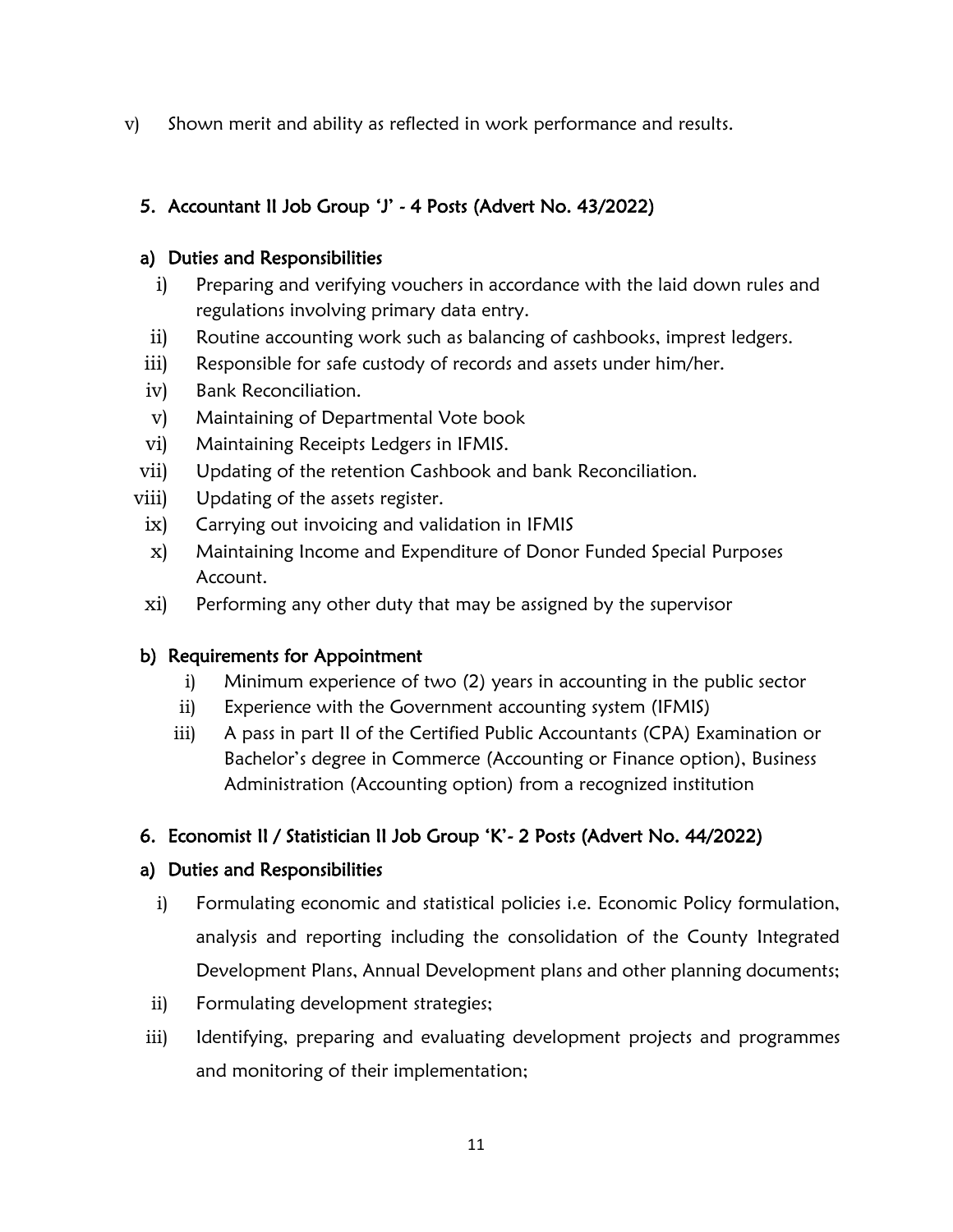v) Shown merit and ability as reflected in work performance and results.

## 5. Accountant II Job Group 'J' - 4 Posts (Advert No. 43/2022)

### a) Duties and Responsibilities

i) Preparing and verifying vouchers in accordance with the laid down rules and regulations involving primary data entry.

ii) Routine accounting work such as balancing of cashbooks, imprest ledgers.

iii) Responsible for safe custody of records and assets under him/her.

iv) Bank Reconciliation.

v) Maintaining of Departmental Vote book

vi) Maintaining Receipts Ledgers in IFMIS.

vii) Updating of the retention Cashbook and bank Reconciliation.

viii) Updating of the assets register.

ix) Carrying out invoicing and validation in IFMIS

x) Maintaining Income and Expenditure of Donor Funded Special Purposes Account.

xi) Performing any other duty that may be assigned by the supervisor

### b) Requirements for Appointment

i) Minimum experience of two (2) years in accounting in the public sector

ii) Experience with the Government accounting system (IFMIS)

iii) A pass in part II of the Certified Public Accountants (CPA) Examination or Bachelor's degree in Commerce (Accounting or Finance option), Business Administration (Accounting option) from a recognized institution

## 6. Economist II / Statistician II Job Group 'K'- 2 Posts (Advert No. 44/2022)

### a) Duties and Responsibilities

i) Formulating economic and statistical policies i.e. Economic Policy formulation, analysis and reporting including the consolidation of the County Integrated Development Plans, Annual Development plans and other planning documents;

ii) Formulating development strategies;

iii) Identifying, preparing and evaluating development projects and programmes and monitoring of their implementation;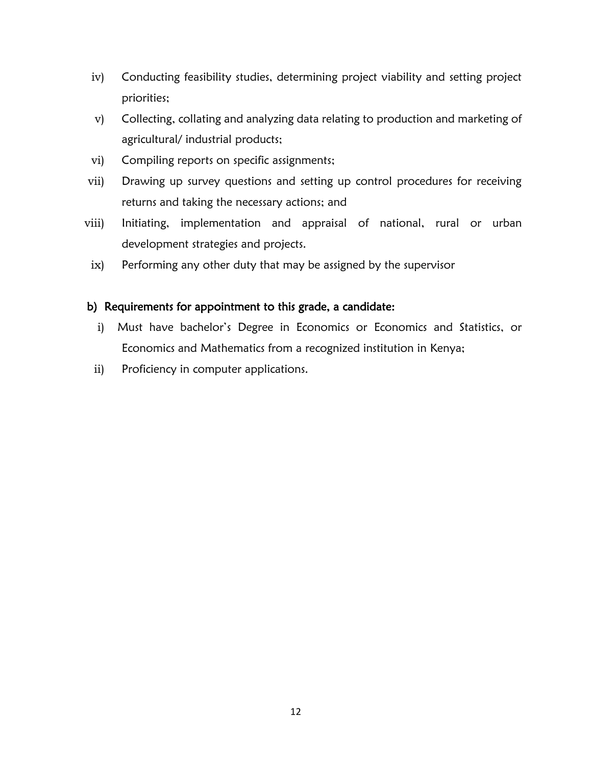iv) Conducting feasibility studies, determining project viability and setting project priorities;

v) Collecting, collating and analyzing data relating to production and marketing of agricultural/ industrial products;

vi) Compiling reports on specific assignments;

vii) Drawing up survey questions and setting up control procedures for receiving returns and taking the necessary actions; and

viii) Initiating, implementation and appraisal of national, rural or urban development strategies and projects.

ix) Performing any other duty that may be assigned by the supervisor

**b) Requirements for appointment to this grade, a candidate:**

i) Must have bachelor's Degree in Economics or Economics and Statistics, or Economics and Mathematics from a recognized institution in Kenya;

ii) Proficiency in computer applications.